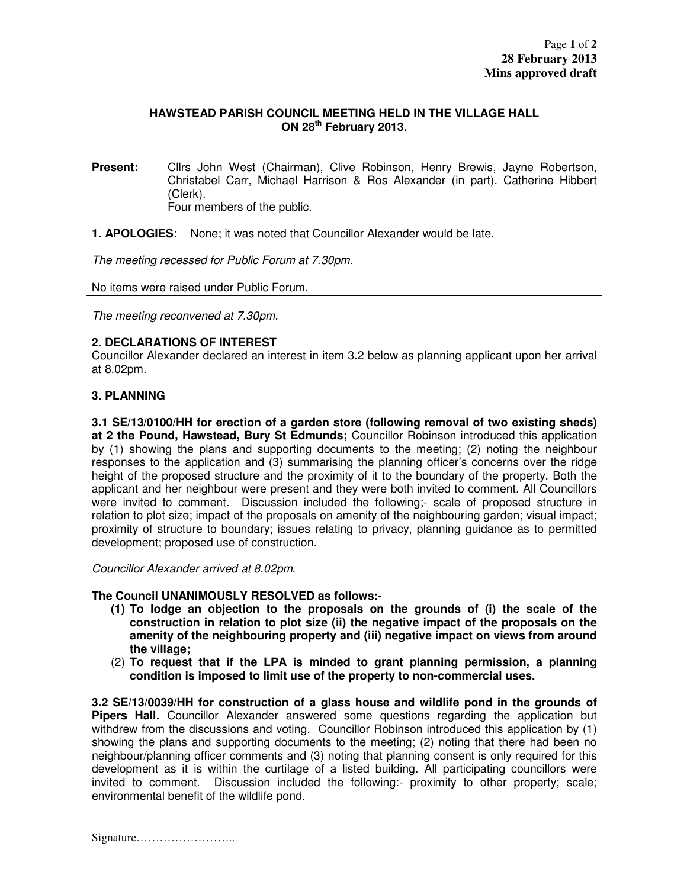**28 February 2013**
**Mins approved draft**

## HAWSTEAD PARISH COUNCIL MEETING HELD IN THE VILLAGE HALL ON 28th February 2013.

**Present:** Cllrs John West (Chairman), Clive Robinson, Henry Brewis, Jayne Robertson, Christabel Carr, Michael Harrison & Ros Alexander (in part). Catherine Hibbert (Clerk).
Four members of the public.

**1. APOLOGIES**: None; it was noted that Councillor Alexander would be late.

*The meeting recessed for Public Forum at 7.30pm.*

| No items were raised under Public Forum. |
|---|

*The meeting reconvened at 7.30pm.*

**2. DECLARATIONS OF INTEREST**

Councillor Alexander declared an interest in item 3.2 below as planning applicant upon her arrival at 8.02pm.

**3. PLANNING**

**3.1 SE/13/0100/HH for erection of a garden store (following removal of two existing sheds) at 2 the Pound, Hawstead, Bury St Edmunds;** Councillor Robinson introduced this application by (1) showing the plans and supporting documents to the meeting; (2) noting the neighbour responses to the application and (3) summarising the planning officer's concerns over the ridge height of the proposed structure and the proximity of it to the boundary of the property. Both the applicant and her neighbour were present and they were both invited to comment. All Councillors were invited to comment. Discussion included the following;- scale of proposed structure in relation to plot size; impact of the proposals on amenity of the neighbouring garden; visual impact; proximity of structure to boundary; issues relating to privacy, planning guidance as to permitted development; proposed use of construction.

*Councillor Alexander arrived at 8.02pm.*

**The Council UNANIMOUSLY RESOLVED as follows:-**

1. **To lodge an objection to the proposals on the grounds of (i) the scale of the construction in relation to plot size (ii) the negative impact of the proposals on the amenity of the neighbouring property and (iii) negative impact on views from around the village;**
2. **To request that if the LPA is minded to grant planning permission, a planning condition is imposed to limit use of the property to non-commercial uses.**

**3.2 SE/13/0039/HH for construction of a glass house and wildlife pond in the grounds of Pipers Hall.** Councillor Alexander answered some questions regarding the application but withdrew from the discussions and voting. Councillor Robinson introduced this application by (1) showing the plans and supporting documents to the meeting; (2) noting that there had been no neighbour/planning officer comments and (3) noting that planning consent is only required for this development as it is within the curtilage of a listed building. All participating councillors were invited to comment. Discussion included the following:- proximity to other property; scale; environmental benefit of the wildlife pond.

Signature……………………..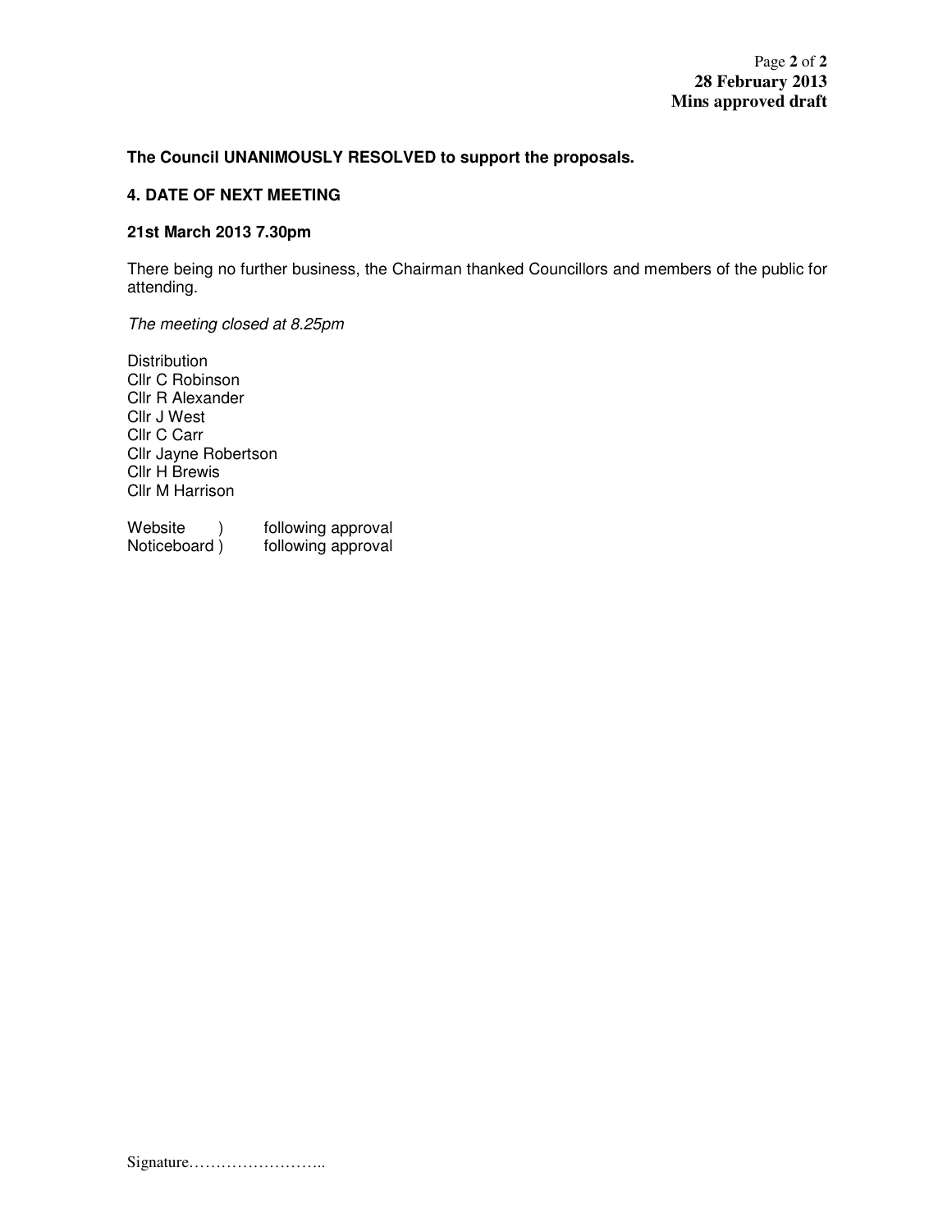**The Council UNANIMOUSLY RESOLVED to support the proposals.**

## 4. DATE OF NEXT MEETING

**21st March 2013 7.30pm**

There being no further business, the Chairman thanked Councillors and members of the public for attending.

*The meeting closed at 8.25pm*

Distribution
Cllr C Robinson
Cllr R Alexander
Cllr J West
Cllr C Carr
Cllr Jayne Robertson
Cllr H Brewis
Cllr M Harrison

Website ) following approval
Noticeboard ) following approval

Signature……………………..